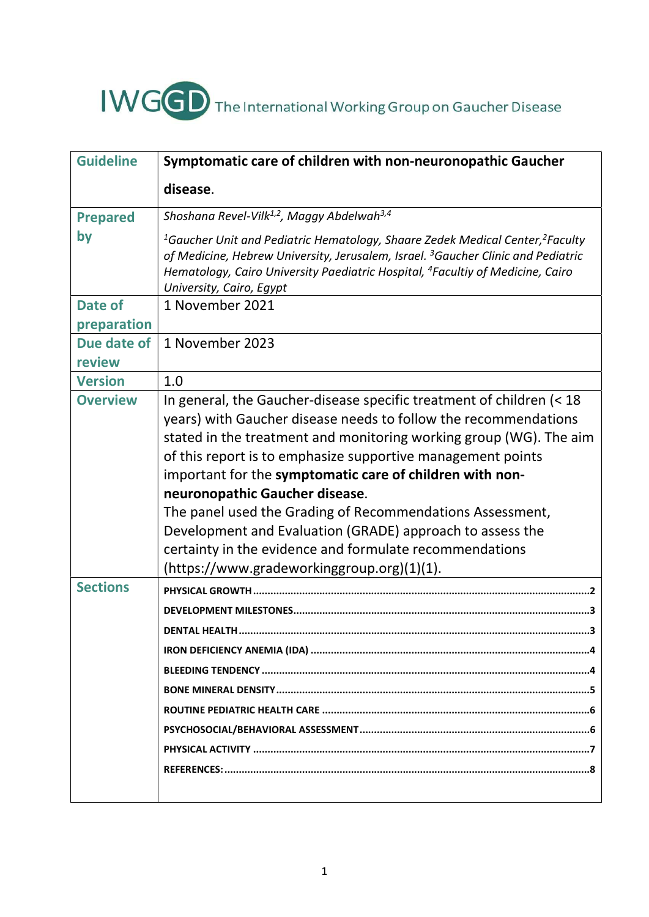IWGD The International Working Group on Gaucher Disease

| Guideline | **Symptomatic care of children with non-neuronopathic Gaucher disease**. |
|---|---|
| Prepared by | *Shoshana Revel-Vilk[1,2], Maggy Abdelwah[3,4]*<br>*[1]Gaucher Unit and Pediatric Hematology, Shaare Zedek Medical Center,[2]Faculty of Medicine, Hebrew University, Jerusalem, Israel. [3]Gaucher Clinic and Pediatric Hematology, Cairo University Paediatric Hospital, [4]Facultiy of Medicine, Cairo University, Cairo, Egypt* |
| Date of preparation | 1 November 2021 |
| Due date of review | 1 November 2023 |
| Version | 1.0 |
| Overview | In general, the Gaucher-disease specific treatment of children (< 18 years) with Gaucher disease needs to follow the recommendations stated in the treatment and monitoring working group (WG). The aim of this report is to emphasize supportive management points important for the **symptomatic care of children with non-neuronopathic Gaucher disease**.<br>The panel used the Grading of Recommendations Assessment, Development and Evaluation (GRADE) approach to assess the certainty in the evidence and formulate recommendations (https://www.gradeworkinggroup.org)(1)(1). |
| Sections | **PHYSICAL GROWTH** ........ 2<br>**DEVELOPMENT MILESTONES** ........ 3<br>**DENTAL HEALTH** ........ 3<br>**IRON DEFICIENCY ANEMIA (IDA)** ........ 4<br>**BLEEDING TENDENCY** ........ 4<br>**BONE MINERAL DENSITY** ........ 5<br>**ROUTINE PEDIATRIC HEALTH CARE** ........ 6<br>**PSYCHOSOCIAL/BEHAVIORAL ASSESSMENT** ........ 6<br>**PHYSICAL ACTIVITY** ........ 7<br>**REFERENCES:** ........ 8 |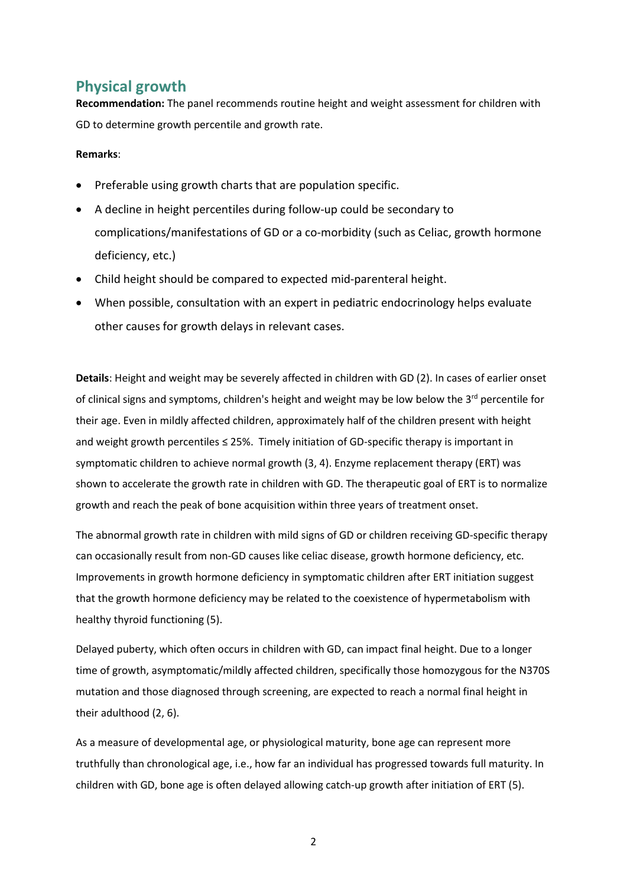## Physical growth

**Recommendation:** The panel recommends routine height and weight assessment for children with GD to determine growth percentile and growth rate.

**Remarks**:

- Preferable using growth charts that are population specific.
- A decline in height percentiles during follow-up could be secondary to complications/manifestations of GD or a co-morbidity (such as Celiac, growth hormone deficiency, etc.)
- Child height should be compared to expected mid-parenteral height.
- When possible, consultation with an expert in pediatric endocrinology helps evaluate other causes for growth delays in relevant cases.

**Details**: Height and weight may be severely affected in children with GD (2). In cases of earlier onset of clinical signs and symptoms, children's height and weight may be low below the 3rd percentile for their age. Even in mildly affected children, approximately half of the children present with height and weight growth percentiles ≤ 25%. Timely initiation of GD-specific therapy is important in symptomatic children to achieve normal growth (3, 4). Enzyme replacement therapy (ERT) was shown to accelerate the growth rate in children with GD. The therapeutic goal of ERT is to normalize growth and reach the peak of bone acquisition within three years of treatment onset.

The abnormal growth rate in children with mild signs of GD or children receiving GD-specific therapy can occasionally result from non-GD causes like celiac disease, growth hormone deficiency, etc. Improvements in growth hormone deficiency in symptomatic children after ERT initiation suggest that the growth hormone deficiency may be related to the coexistence of hypermetabolism with healthy thyroid functioning (5).

Delayed puberty, which often occurs in children with GD, can impact final height. Due to a longer time of growth, asymptomatic/mildly affected children, specifically those homozygous for the N370S mutation and those diagnosed through screening, are expected to reach a normal final height in their adulthood (2, 6).

As a measure of developmental age, or physiological maturity, bone age can represent more truthfully than chronological age, i.e., how far an individual has progressed towards full maturity. In children with GD, bone age is often delayed allowing catch-up growth after initiation of ERT (5).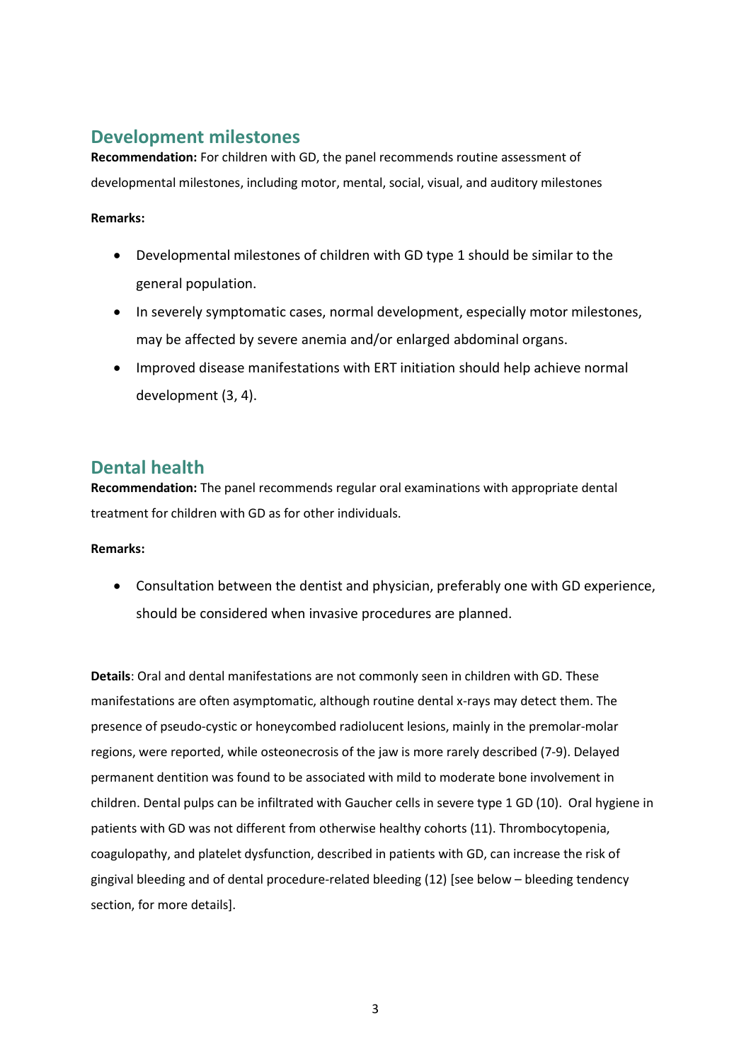## Development milestones

**Recommendation:** For children with GD, the panel recommends routine assessment of developmental milestones, including motor, mental, social, visual, and auditory milestones

**Remarks:**

- Developmental milestones of children with GD type 1 should be similar to the general population.
- In severely symptomatic cases, normal development, especially motor milestones, may be affected by severe anemia and/or enlarged abdominal organs.
- Improved disease manifestations with ERT initiation should help achieve normal development (3, 4).

## Dental health

**Recommendation:** The panel recommends regular oral examinations with appropriate dental treatment for children with GD as for other individuals.

**Remarks:**

- Consultation between the dentist and physician, preferably one with GD experience, should be considered when invasive procedures are planned.

**Details**: Oral and dental manifestations are not commonly seen in children with GD. These manifestations are often asymptomatic, although routine dental x-rays may detect them. The presence of pseudo-cystic or honeycombed radiolucent lesions, mainly in the premolar-molar regions, were reported, while osteonecrosis of the jaw is more rarely described (7-9). Delayed permanent dentition was found to be associated with mild to moderate bone involvement in children. Dental pulps can be infiltrated with Gaucher cells in severe type 1 GD (10). Oral hygiene in patients with GD was not different from otherwise healthy cohorts (11). Thrombocytopenia, coagulopathy, and platelet dysfunction, described in patients with GD, can increase the risk of gingival bleeding and of dental procedure-related bleeding (12) [see below – bleeding tendency section, for more details].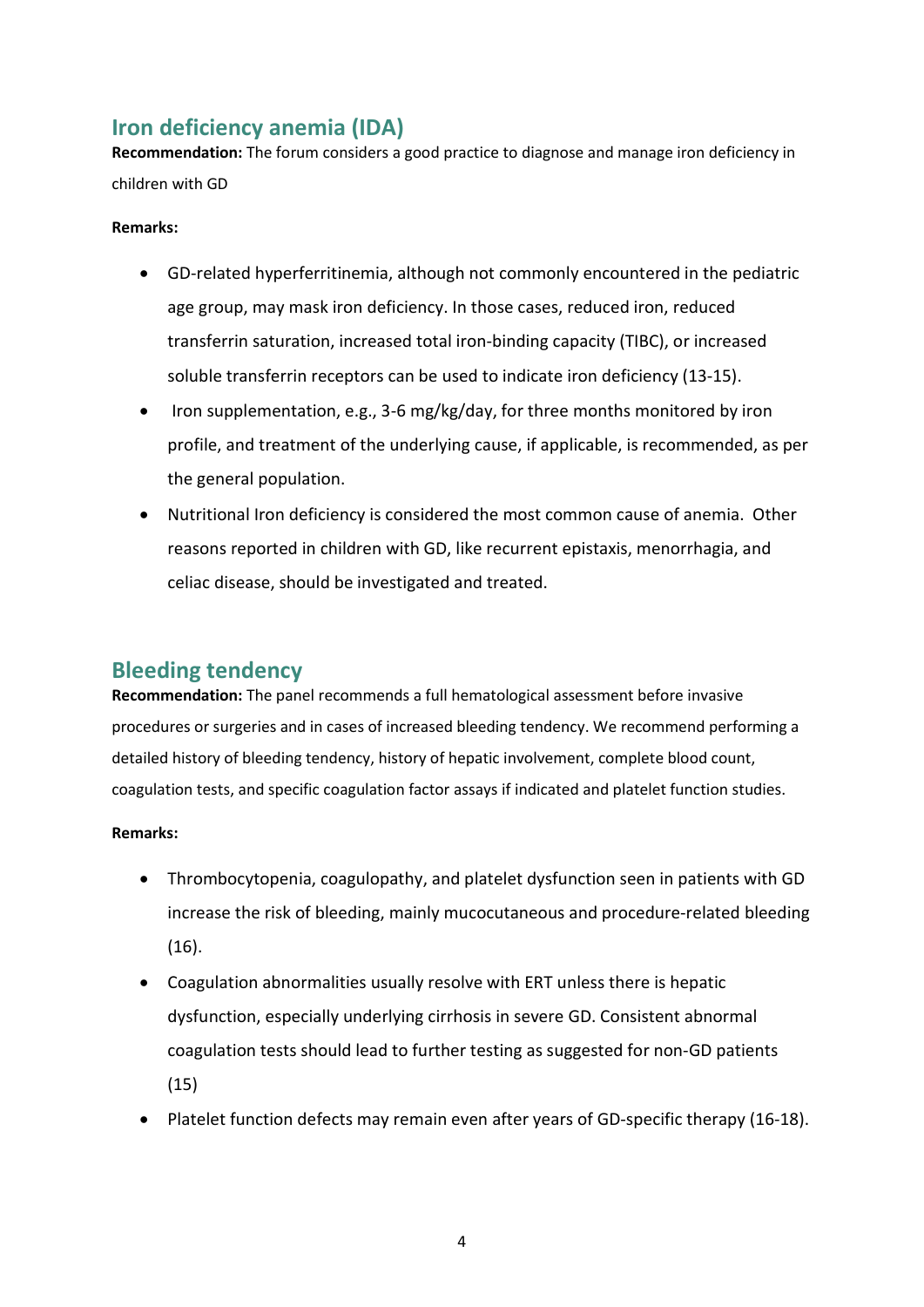## Iron deficiency anemia (IDA)

**Recommendation:** The forum considers a good practice to diagnose and manage iron deficiency in children with GD

**Remarks:**

- GD-related hyperferritinemia, although not commonly encountered in the pediatric age group, may mask iron deficiency. In those cases, reduced iron, reduced transferrin saturation, increased total iron-binding capacity (TIBC), or increased soluble transferrin receptors can be used to indicate iron deficiency (13-15).
- Iron supplementation, e.g., 3-6 mg/kg/day, for three months monitored by iron profile, and treatment of the underlying cause, if applicable, is recommended, as per the general population.
- Nutritional Iron deficiency is considered the most common cause of anemia. Other reasons reported in children with GD, like recurrent epistaxis, menorrhagia, and celiac disease, should be investigated and treated.

## Bleeding tendency

**Recommendation:** The panel recommends a full hematological assessment before invasive procedures or surgeries and in cases of increased bleeding tendency. We recommend performing a detailed history of bleeding tendency, history of hepatic involvement, complete blood count, coagulation tests, and specific coagulation factor assays if indicated and platelet function studies.

**Remarks:**

- Thrombocytopenia, coagulopathy, and platelet dysfunction seen in patients with GD increase the risk of bleeding, mainly mucocutaneous and procedure-related bleeding (16).
- Coagulation abnormalities usually resolve with ERT unless there is hepatic dysfunction, especially underlying cirrhosis in severe GD. Consistent abnormal coagulation tests should lead to further testing as suggested for non-GD patients (15)
- Platelet function defects may remain even after years of GD-specific therapy (16-18).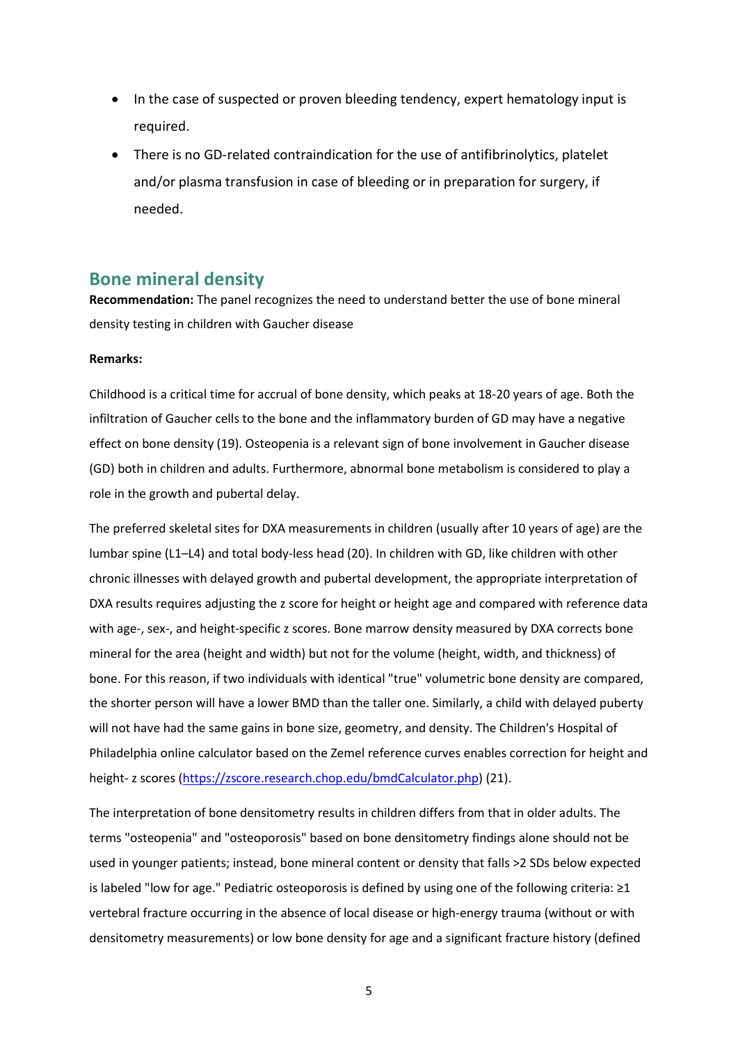- In the case of suspected or proven bleeding tendency, expert hematology input is required.
- There is no GD-related contraindication for the use of antifibrinolytics, platelet and/or plasma transfusion in case of bleeding or in preparation for surgery, if needed.

## Bone mineral density

**Recommendation:** The panel recognizes the need to understand better the use of bone mineral density testing in children with Gaucher disease

**Remarks:**

Childhood is a critical time for accrual of bone density, which peaks at 18-20 years of age. Both the infiltration of Gaucher cells to the bone and the inflammatory burden of GD may have a negative effect on bone density (19). Osteopenia is a relevant sign of bone involvement in Gaucher disease (GD) both in children and adults. Furthermore, abnormal bone metabolism is considered to play a role in the growth and pubertal delay.

The preferred skeletal sites for DXA measurements in children (usually after 10 years of age) are the lumbar spine (L1–L4) and total body-less head (20). In children with GD, like children with other chronic illnesses with delayed growth and pubertal development, the appropriate interpretation of DXA results requires adjusting the z score for height or height age and compared with reference data with age-, sex-, and height-specific z scores. Bone marrow density measured by DXA corrects bone mineral for the area (height and width) but not for the volume (height, width, and thickness) of bone. For this reason, if two individuals with identical "true" volumetric bone density are compared, the shorter person will have a lower BMD than the taller one. Similarly, a child with delayed puberty will not have had the same gains in bone size, geometry, and density. The Children's Hospital of Philadelphia online calculator based on the Zemel reference curves enables correction for height and height- z scores (https://zscore.research.chop.edu/bmdCalculator.php) (21).

The interpretation of bone densitometry results in children differs from that in older adults. The terms "osteopenia" and "osteoporosis" based on bone densitometry findings alone should not be used in younger patients; instead, bone mineral content or density that falls >2 SDs below expected is labeled "low for age." Pediatric osteoporosis is defined by using one of the following criteria: ≥1 vertebral fracture occurring in the absence of local disease or high-energy trauma (without or with densitometry measurements) or low bone density for age and a significant fracture history (defined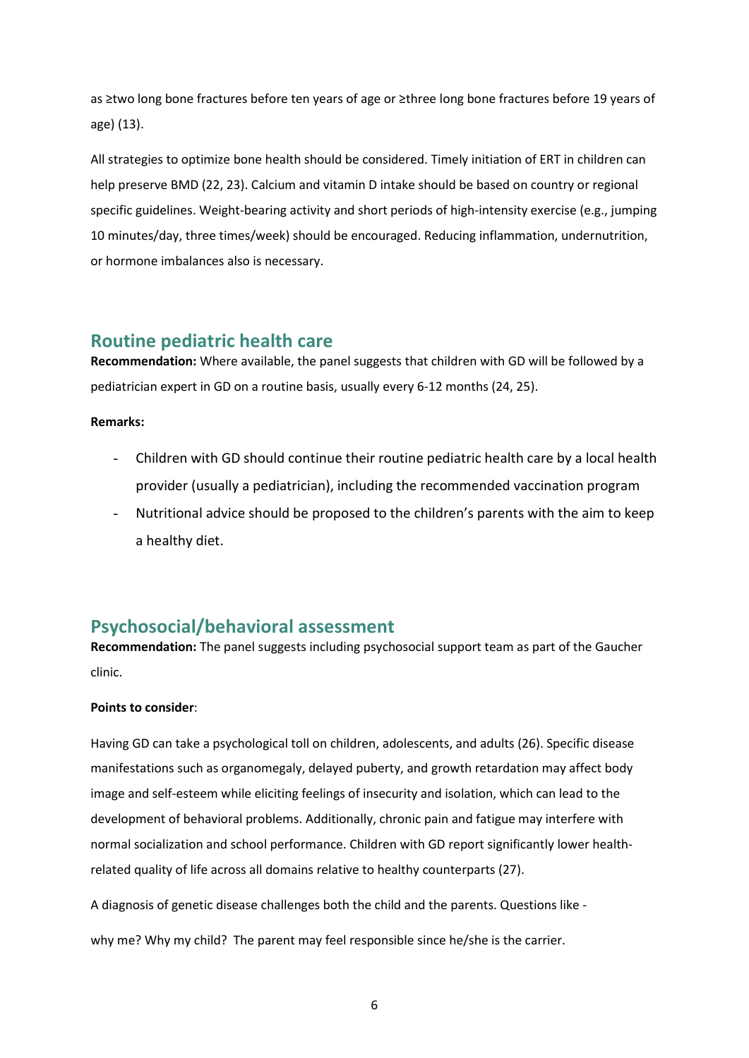as ≥two long bone fractures before ten years of age or ≥three long bone fractures before 19 years of age) (13).

All strategies to optimize bone health should be considered. Timely initiation of ERT in children can help preserve BMD (22, 23). Calcium and vitamin D intake should be based on country or regional specific guidelines. Weight-bearing activity and short periods of high-intensity exercise (e.g., jumping 10 minutes/day, three times/week) should be encouraged. Reducing inflammation, undernutrition, or hormone imbalances also is necessary.

## Routine pediatric health care

**Recommendation:** Where available, the panel suggests that children with GD will be followed by a pediatrician expert in GD on a routine basis, usually every 6-12 months (24, 25).

**Remarks:**

- Children with GD should continue their routine pediatric health care by a local health provider (usually a pediatrician), including the recommended vaccination program
- Nutritional advice should be proposed to the children's parents with the aim to keep a healthy diet.

## Psychosocial/behavioral assessment

**Recommendation:** The panel suggests including psychosocial support team as part of the Gaucher clinic.

**Points to consider**:

Having GD can take a psychological toll on children, adolescents, and adults (26). Specific disease manifestations such as organomegaly, delayed puberty, and growth retardation may affect body image and self-esteem while eliciting feelings of insecurity and isolation, which can lead to the development of behavioral problems. Additionally, chronic pain and fatigue may interfere with normal socialization and school performance. Children with GD report significantly lower health-related quality of life across all domains relative to healthy counterparts (27).

A diagnosis of genetic disease challenges both the child and the parents. Questions like -

why me? Why my child? The parent may feel responsible since he/she is the carrier.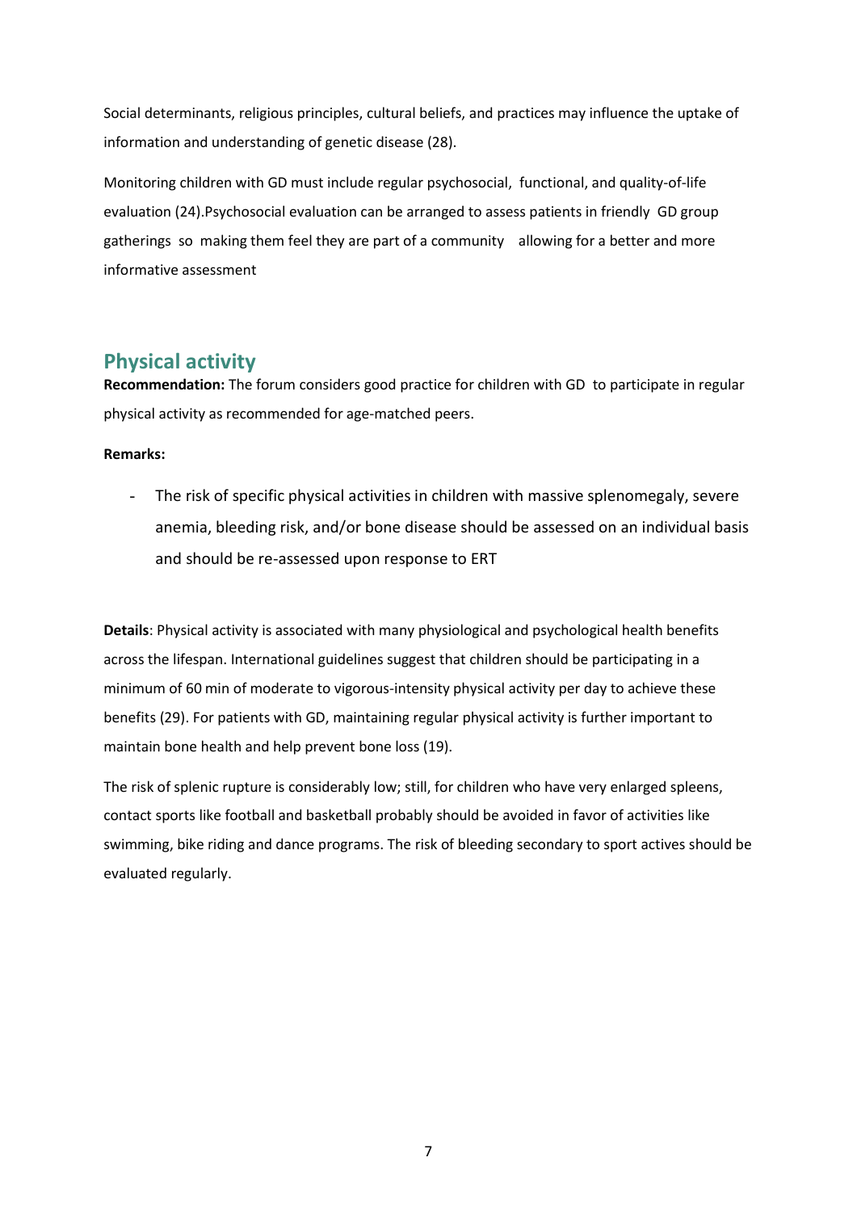Social determinants, religious principles, cultural beliefs, and practices may influence the uptake of information and understanding of genetic disease (28).

Monitoring children with GD must include regular psychosocial, functional, and quality-of-life evaluation (24).Psychosocial evaluation can be arranged to assess patients in friendly GD group gatherings so making them feel they are part of a community allowing for a better and more informative assessment

## Physical activity

**Recommendation:** The forum considers good practice for children with GD to participate in regular physical activity as recommended for age-matched peers.

**Remarks:**

- The risk of specific physical activities in children with massive splenomegaly, severe anemia, bleeding risk, and/or bone disease should be assessed on an individual basis and should be re-assessed upon response to ERT

**Details**: Physical activity is associated with many physiological and psychological health benefits across the lifespan. International guidelines suggest that children should be participating in a minimum of 60 min of moderate to vigorous-intensity physical activity per day to achieve these benefits (29). For patients with GD, maintaining regular physical activity is further important to maintain bone health and help prevent bone loss (19).

The risk of splenic rupture is considerably low; still, for children who have very enlarged spleens, contact sports like football and basketball probably should be avoided in favor of activities like swimming, bike riding and dance programs. The risk of bleeding secondary to sport actives should be evaluated regularly.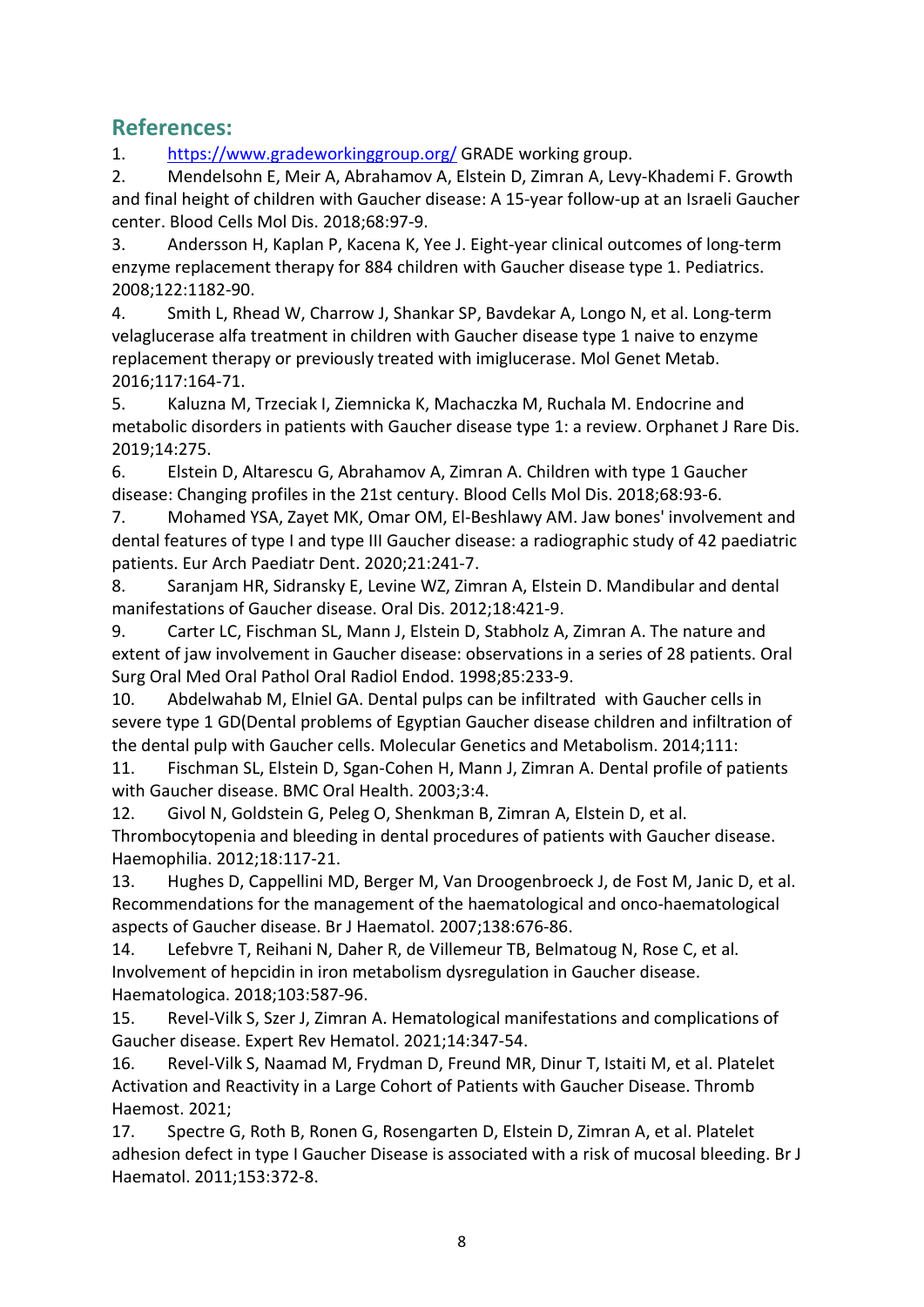## References:

1. https://www.gradeworkinggroup.org/ GRADE working group.
2. Mendelsohn E, Meir A, Abrahamov A, Elstein D, Zimran A, Levy-Khademi F. Growth and final height of children with Gaucher disease: A 15-year follow-up at an Israeli Gaucher center. Blood Cells Mol Dis. 2018;68:97-9.
3. Andersson H, Kaplan P, Kacena K, Yee J. Eight-year clinical outcomes of long-term enzyme replacement therapy for 884 children with Gaucher disease type 1. Pediatrics. 2008;122:1182-90.
4. Smith L, Rhead W, Charrow J, Shankar SP, Bavdekar A, Longo N, et al. Long-term velaglucerase alfa treatment in children with Gaucher disease type 1 naive to enzyme replacement therapy or previously treated with imiglucerase. Mol Genet Metab. 2016;117:164-71.
5. Kaluzna M, Trzeciak I, Ziemnicka K, Machaczka M, Ruchala M. Endocrine and metabolic disorders in patients with Gaucher disease type 1: a review. Orphanet J Rare Dis. 2019;14:275.
6. Elstein D, Altarescu G, Abrahamov A, Zimran A. Children with type 1 Gaucher disease: Changing profiles in the 21st century. Blood Cells Mol Dis. 2018;68:93-6.
7. Mohamed YSA, Zayet MK, Omar OM, El-Beshlawy AM. Jaw bones' involvement and dental features of type I and type III Gaucher disease: a radiographic study of 42 paediatric patients. Eur Arch Paediatr Dent. 2020;21:241-7.
8. Saranjam HR, Sidransky E, Levine WZ, Zimran A, Elstein D. Mandibular and dental manifestations of Gaucher disease. Oral Dis. 2012;18:421-9.
9. Carter LC, Fischman SL, Mann J, Elstein D, Stabholz A, Zimran A. The nature and extent of jaw involvement in Gaucher disease: observations in a series of 28 patients. Oral Surg Oral Med Oral Pathol Oral Radiol Endod. 1998;85:233-9.
10. Abdelwahab M, Elniel GA. Dental pulps can be infiltrated with Gaucher cells in severe type 1 GD(Dental problems of Egyptian Gaucher disease children and infiltration of the dental pulp with Gaucher cells. Molecular Genetics and Metabolism. 2014;111:
11. Fischman SL, Elstein D, Sgan-Cohen H, Mann J, Zimran A. Dental profile of patients with Gaucher disease. BMC Oral Health. 2003;3:4.
12. Givol N, Goldstein G, Peleg O, Shenkman B, Zimran A, Elstein D, et al. Thrombocytopenia and bleeding in dental procedures of patients with Gaucher disease. Haemophilia. 2012;18:117-21.
13. Hughes D, Cappellini MD, Berger M, Van Droogenbroeck J, de Fost M, Janic D, et al. Recommendations for the management of the haematological and onco-haematological aspects of Gaucher disease. Br J Haematol. 2007;138:676-86.
14. Lefebvre T, Reihani N, Daher R, de Villemeur TB, Belmatoug N, Rose C, et al. Involvement of hepcidin in iron metabolism dysregulation in Gaucher disease. Haematologica. 2018;103:587-96.
15. Revel-Vilk S, Szer J, Zimran A. Hematological manifestations and complications of Gaucher disease. Expert Rev Hematol. 2021;14:347-54.
16. Revel-Vilk S, Naamad M, Frydman D, Freund MR, Dinur T, Istaiti M, et al. Platelet Activation and Reactivity in a Large Cohort of Patients with Gaucher Disease. Thromb Haemost. 2021;
17. Spectre G, Roth B, Ronen G, Rosengarten D, Elstein D, Zimran A, et al. Platelet adhesion defect in type I Gaucher Disease is associated with a risk of mucosal bleeding. Br J Haematol. 2011;153:372-8.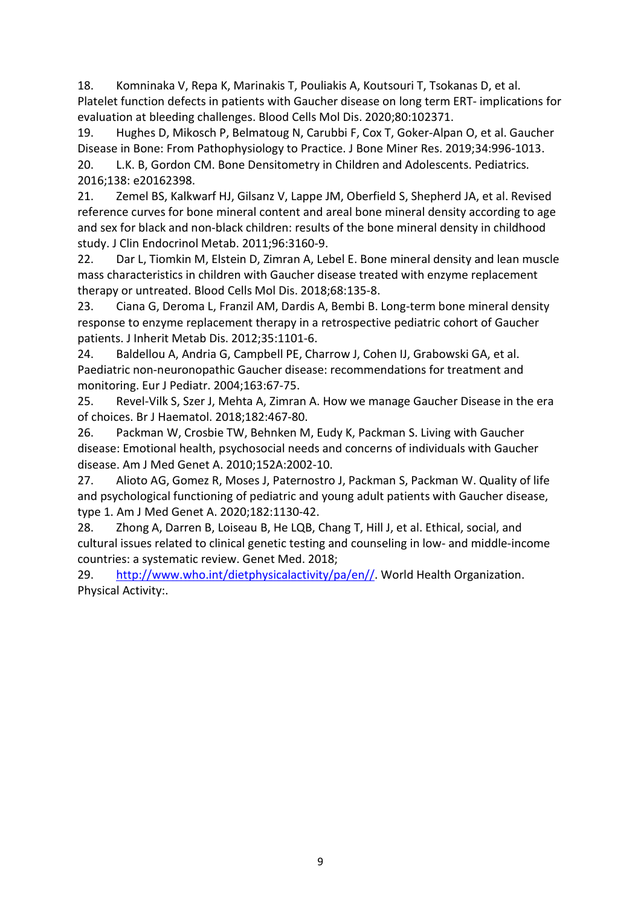18. Komninaka V, Repa K, Marinakis T, Pouliakis A, Koutsouri T, Tsokanas D, et al. Platelet function defects in patients with Gaucher disease on long term ERT- implications for evaluation at bleeding challenges. Blood Cells Mol Dis. 2020;80:102371.

19. Hughes D, Mikosch P, Belmatoug N, Carubbi F, Cox T, Goker-Alpan O, et al. Gaucher Disease in Bone: From Pathophysiology to Practice. J Bone Miner Res. 2019;34:996-1013.

20. L.K. B, Gordon CM. Bone Densitometry in Children and Adolescents. Pediatrics. 2016;138: e20162398.

21. Zemel BS, Kalkwarf HJ, Gilsanz V, Lappe JM, Oberfield S, Shepherd JA, et al. Revised reference curves for bone mineral content and areal bone mineral density according to age and sex for black and non-black children: results of the bone mineral density in childhood study. J Clin Endocrinol Metab. 2011;96:3160-9.

22. Dar L, Tiomkin M, Elstein D, Zimran A, Lebel E. Bone mineral density and lean muscle mass characteristics in children with Gaucher disease treated with enzyme replacement therapy or untreated. Blood Cells Mol Dis. 2018;68:135-8.

23. Ciana G, Deroma L, Franzil AM, Dardis A, Bembi B. Long-term bone mineral density response to enzyme replacement therapy in a retrospective pediatric cohort of Gaucher patients. J Inherit Metab Dis. 2012;35:1101-6.

24. Baldellou A, Andria G, Campbell PE, Charrow J, Cohen IJ, Grabowski GA, et al. Paediatric non-neuronopathic Gaucher disease: recommendations for treatment and monitoring. Eur J Pediatr. 2004;163:67-75.

25. Revel-Vilk S, Szer J, Mehta A, Zimran A. How we manage Gaucher Disease in the era of choices. Br J Haematol. 2018;182:467-80.

26. Packman W, Crosbie TW, Behnken M, Eudy K, Packman S. Living with Gaucher disease: Emotional health, psychosocial needs and concerns of individuals with Gaucher disease. Am J Med Genet A. 2010;152A:2002-10.

27. Alioto AG, Gomez R, Moses J, Paternostro J, Packman S, Packman W. Quality of life and psychological functioning of pediatric and young adult patients with Gaucher disease, type 1. Am J Med Genet A. 2020;182:1130-42.

28. Zhong A, Darren B, Loiseau B, He LQB, Chang T, Hill J, et al. Ethical, social, and cultural issues related to clinical genetic testing and counseling in low- and middle-income countries: a systematic review. Genet Med. 2018;

29. http://www.who.int/dietphysicalactivity/pa/en//. World Health Organization. Physical Activity:.